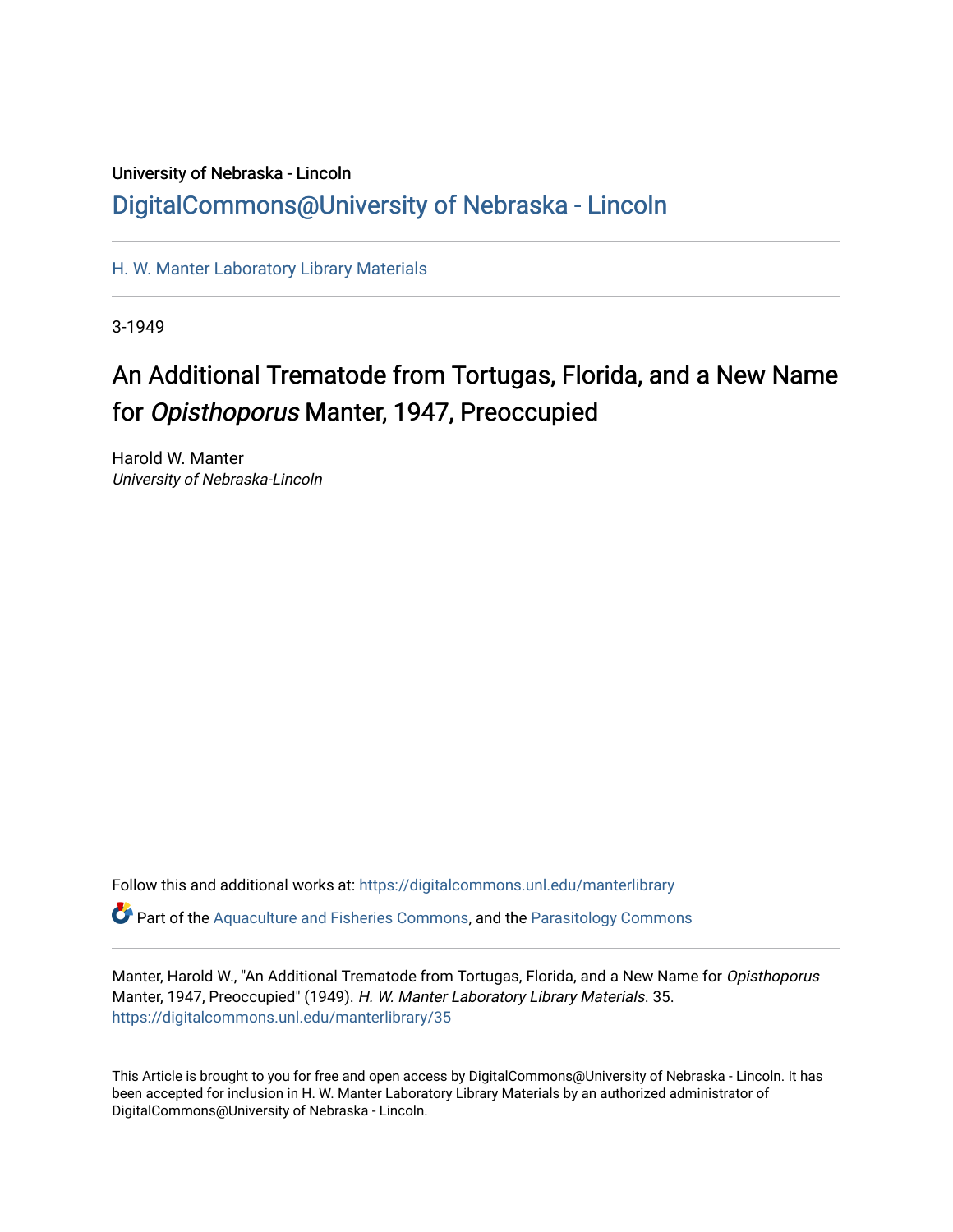University of Nebraska - Lincoln

## DigitalCommons@University of Nebraska - Lincoln

H. W. Manter Laboratory Library Materials

3-1949

# An Additional Trematode from Tortugas, Florida, and a New Name for *Opisthoporus* Manter, 1947, Preoccupied

Harold W. Manter
*University of Nebraska-Lincoln*

Follow this and additional works at: https://digitalcommons.unl.edu/manterlibrary

Part of the Aquaculture and Fisheries Commons, and the Parasitology Commons

Manter, Harold W., "An Additional Trematode from Tortugas, Florida, and a New Name for *Opisthoporus* Manter, 1947, Preoccupied" (1949). *H. W. Manter Laboratory Library Materials*. 35.
https://digitalcommons.unl.edu/manterlibrary/35

This Article is brought to you for free and open access by DigitalCommons@University of Nebraska - Lincoln. It has been accepted for inclusion in H. W. Manter Laboratory Library Materials by an authorized administrator of DigitalCommons@University of Nebraska - Lincoln.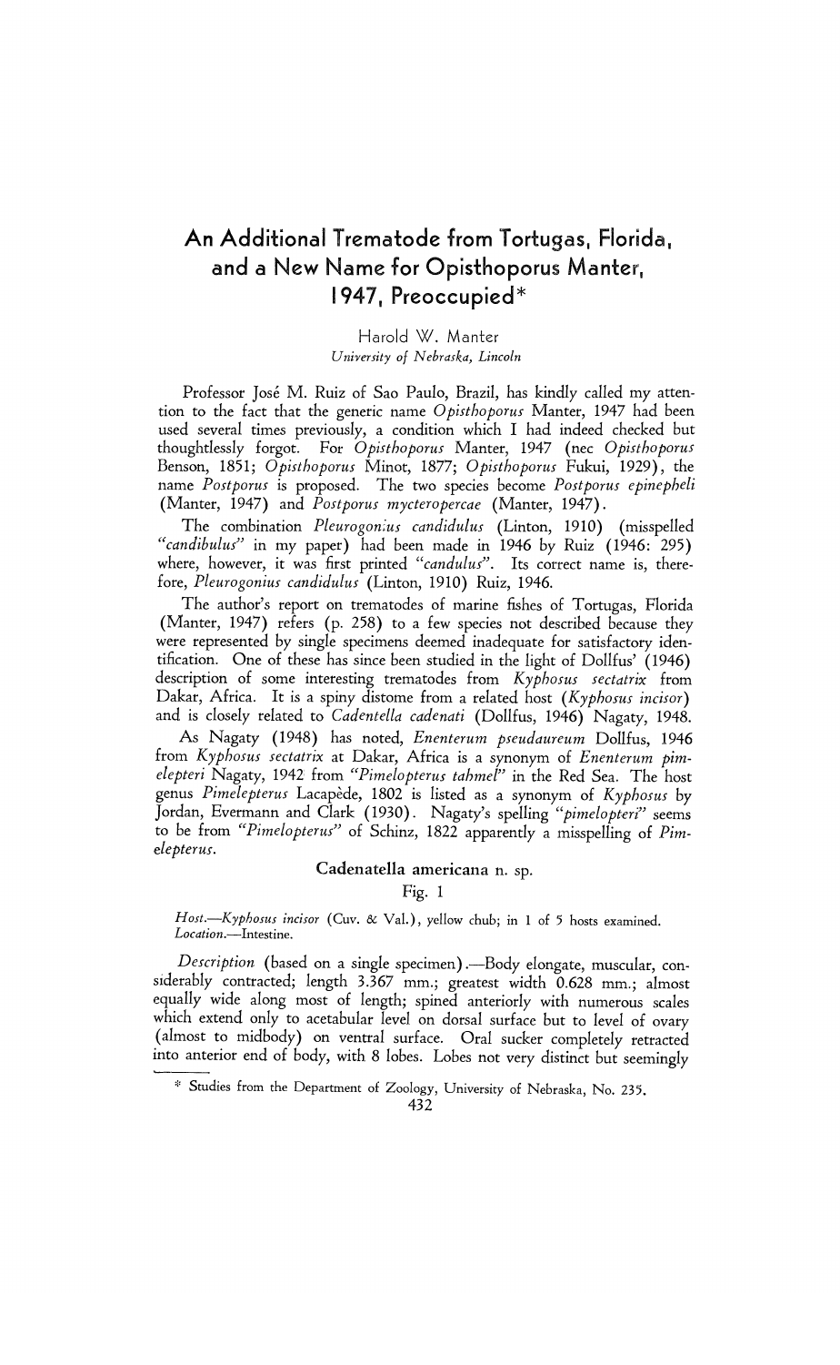# An Additional Trematode from Tortugas, Florida, and a New Name for Opisthoporus Manter, 1947, Preoccupied*

Harold W. Manter
*University of Nebraska, Lincoln*

Professor José M. Ruiz of Sao Paulo, Brazil, has kindly called my attention to the fact that the generic name *Opisthoporus* Manter, 1947 had been used several times previously, a condition which I had indeed checked but thoughtlessly forgot. For *Opisthoporus* Manter, 1947 (nec *Opisthoporus* Benson, 1851; *Opisthoporus* Minot, 1877; *Opisthoporus* Fukui, 1929), the name *Postporus* is proposed. The two species become *Postporus epinepheli* (Manter, 1947) and *Postporus mycteropercae* (Manter, 1947).

The combination *Pleurogonius candidulus* (Linton, 1910) (misspelled "*candibulus*" in my paper) had been made in 1946 by Ruiz (1946: 295) where, however, it was first printed "*candulus*". Its correct name is, therefore, *Pleurogonius candidulus* (Linton, 1910) Ruiz, 1946.

The author's report on trematodes of marine fishes of Tortugas, Florida (Manter, 1947) refers (p. 258) to a few species not described because they were represented by single specimens deemed inadequate for satisfactory identification. One of these has since been studied in the light of Dollfus' (1946) description of some interesting trematodes from *Kyphosus sectatrix* from Dakar, Africa. It is a spiny distome from a related host (*Kyphosus incisor*) and is closely related to *Cadentella cadenati* (Dollfus, 1946) Nagaty, 1948.

As Nagaty (1948) has noted, *Enenterum pseudaureum* Dollfus, 1946 from *Kyphosus sectatrix* at Dakar, Africa is a synonym of *Enenterum pimelepteri* Nagaty, 1942 from "*Pimelopterus tahmel*" in the Red Sea. The host genus *Pimelepterus* Lacepède, 1802 is listed as a synonym of *Kyphosus* by Jordan, Evermann and Clark (1930). Nagaty's spelling "*pimelopteri*" seems to be from "*Pimelopterus*" of Schinz, 1822 apparently a misspelling of *Pimelepterus*.

## Cadenatella americana n. sp.

Fig. 1

*Host.*—*Kyphosus incisor* (Cuv. & Val.), yellow chub; in 1 of 5 hosts examined.
*Location.*—Intestine.

*Description* (based on a single specimen).—Body elongate, muscular, considerably contracted; length 3.367 mm.; greatest width 0.628 mm.; almost equally wide along most of length; spined anteriorly with numerous scales which extend only to acetabular level on dorsal surface but to level of ovary (almost to midbody) on ventral surface. Oral sucker completely retracted into anterior end of body, with 8 lobes. Lobes not very distinct but seemingly

* Studies from the Department of Zoology, University of Nebraska, No. 235.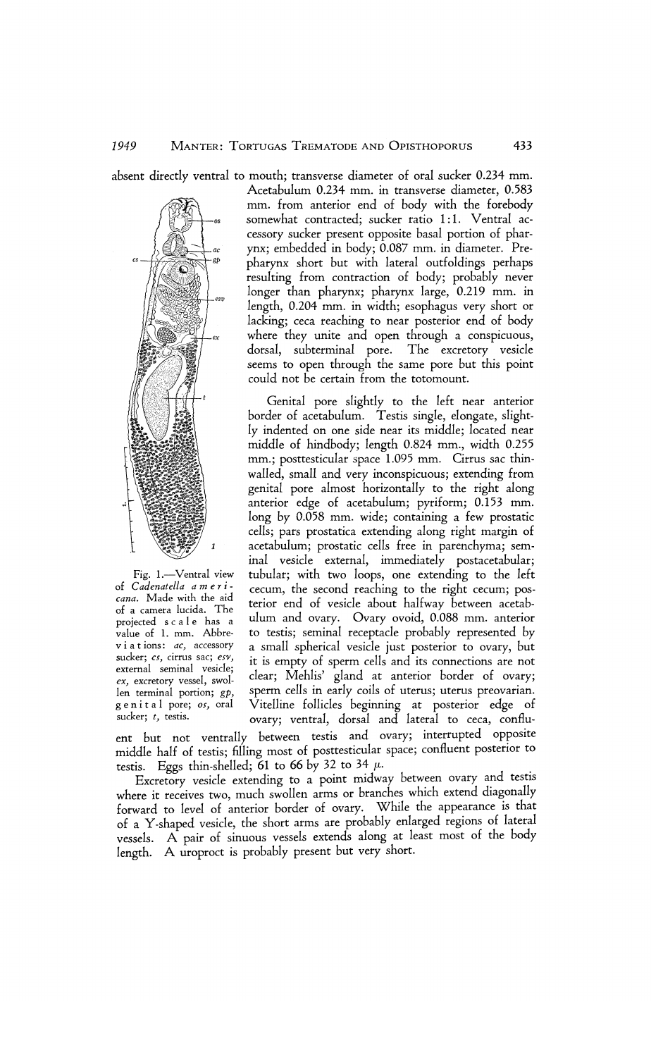absent directly ventral to mouth; transverse diameter of oral sucker 0.234 mm. Acetabulum 0.234 mm. in transverse diameter, 0.583 mm. from anterior end of body with the forebody somewhat contracted; sucker ratio 1:1. Ventral accessory sucker present opposite basal portion of pharynx; embedded in body; 0.087 mm. in diameter. Prepharynx short but with lateral outfoldings perhaps resulting from contraction of body; probably never longer than pharynx; pharynx large, 0.219 mm. in length, 0.204 mm. in width; esophagus very short or lacking; ceca reaching to near posterior end of body where they unite and open through a conspicuous, dorsal, subterminal pore. The excretory vesicle seems to open through the same pore but this point could not be certain from the totomount.

Fig. 1.—Ventral view of *Cadenatella americana*. Made with the aid of a camera lucida. The projected scale has a value of 1. mm. Abbreviations: *ac*, accessory sucker; *cs*, cirrus sac; *esv*, external seminal vesicle; *ex*, excretory vessel, swollen terminal portion; *gp*, genital pore; *os*, oral sucker; *t*, testis.

Genital pore slightly to the left near anterior border of acetabulum. Testis single, elongate, slightly indented on one side near its middle; located near middle of hindbody; length 0.824 mm., width 0.255 mm.; posttesticular space 1.095 mm. Cirrus sac thin-walled, small and very inconspicuous; extending from genital pore almost horizontally to the right along anterior edge of acetabulum; pyriform; 0.153 mm. long by 0.058 mm. wide; containing a few prostatic cells; pars prostatica extending along right margin of acetabulum; prostatic cells free in parenchyma; seminal vesicle external, immediately postacetabular; tubular; with two loops, one extending to the left cecum, the second reaching to the right cecum; posterior end of vesicle about halfway between acetabulum and ovary. Ovary ovoid, 0.088 mm. anterior to testis; seminal receptacle probably represented by a small spherical vesicle just posterior to ovary, but it is empty of sperm cells and its connections are not clear; Mehlis' gland at anterior border of ovary; sperm cells in early coils of uterus; uterus preovarian. Vitelline follicles beginning at posterior edge of ovary; ventral, dorsal and lateral to ceca, confluent but not ventrally between testis and ovary; interrupted opposite middle half of testis; filling most of posttesticular space; confluent posterior to testis. Eggs thin-shelled; 61 to 66 by 32 to 34 $\mu$.

Excretory vesicle extending to a point midway between ovary and testis where it receives two, much swollen arms or branches which extend diagonally forward to level of anterior border of ovary. While the appearance is that of a Y-shaped vesicle, the short arms are probably enlarged regions of lateral vessels. A pair of sinuous vessels extends along at least most of the body length. A uroproct is probably present but very short.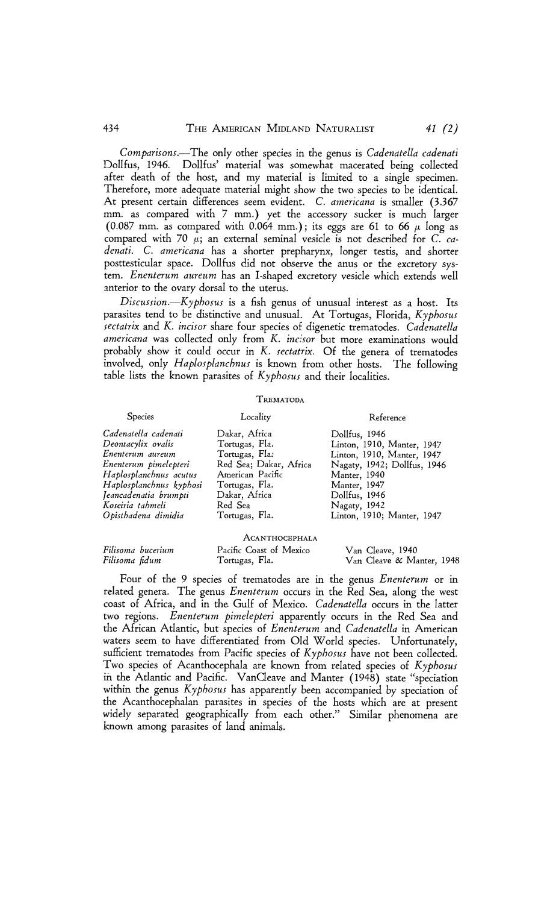*Comparisons*.—The only other species in the genus is *Cadenatella cadenati* Dollfus, 1946. Dollfus' material was somewhat macerated being collected after death of the host, and my material is limited to a single specimen. Therefore, more adequate material might show the two species to be identical. At present certain differences seem evident. *C. americana* is smaller (3.367 mm. as compared with 7 mm.) yet the accessory sucker is much larger (0.087 mm. as compared with 0.064 mm.); its eggs are 61 to 66 μ long as compared with 70 μ; an external seminal vesicle is not described for *C. cadenati*. *C. americana* has a shorter prepharynx, longer testis, and shorter posttesticular space. Dollfus did not observe the anus or the excretory system. *Enenterum aureum* has an I-shaped excretory vesicle which extends well anterior to the ovary dorsal to the uterus.

*Discussion*.—*Kyphosus* is a fish genus of unusual interest as a host. Its parasites tend to be distinctive and unusual. At Tortugas, Florida, *Kyphosus sectatrix* and *K. incisor* share four species of digenetic trematodes. *Cadenatella americana* was collected only from *K. incisor* but more examinations would probably show it could occur in *K. sectatrix*. Of the genera of trematodes involved, only *Haplosplanchnus* is known from other hosts. The following table lists the known parasites of *Kyphosus* and their localities.

| Species | Locality | Reference |
|---|---|---|
| **TREMATODA** | | |
| *Cadenatella cadenati* | Dakar, Africa | Dollfus, 1946 |
| *Deontacylix ovalis* | Tortugas, Fla. | Linton, 1910, Manter, 1947 |
| *Enenterum aureum* | Tortugas, Fla. | Linton, 1910, Manter, 1947 |
| *Enenterum pimelepteri* | Red Sea; Dakar, Africa | Nagaty, 1942; Dollfus, 1946 |
| *Haplosplanchnus acutus* | American Pacific | Manter, 1940 |
| *Haplosplanchnus kyphosi* | Tortugas, Fla. | Manter, 1947 |
| *Jeancadenatia brumpti* | Dakar, Africa | Dollfus, 1946 |
| *Koseiria tahmeli* | Red Sea | Nagaty, 1942 |
| *Opisthadena dimidia* | Tortugas, Fla. | Linton, 1910; Manter, 1947 |
| **ACANTHOCEPHALA** | | |
| *Filisoma bucerium* | Pacific Coast of Mexico | Van Cleave, 1940 |
| *Filisoma fidum* | Tortugas, Fla. | Van Cleave & Manter, 1948 |

Four of the 9 species of trematodes are in the genus *Enenterum* or in related genera. The genus *Enenterum* occurs in the Red Sea, along the west coast of Africa, and in the Gulf of Mexico. *Cadenatella* occurs in the latter two regions. *Enenterum pimelepteri* apparently occurs in the Red Sea and the African Atlantic, but species of *Enenterum* and *Cadenatella* in American waters seem to have differentiated from Old World species. Unfortunately, sufficient trematodes from Pacific species of *Kyphosus* have not been collected. Two species of Acanthocephala are known from related species of *Kyphosus* in the Atlantic and Pacific. VanCleave and Manter (1948) state "speciation within the genus *Kyphosus* has apparently been accompanied by speciation of the Acanthocephalan parasites in species of the hosts which are at present widely separated geographically from each other." Similar phenomena are known among parasites of land animals.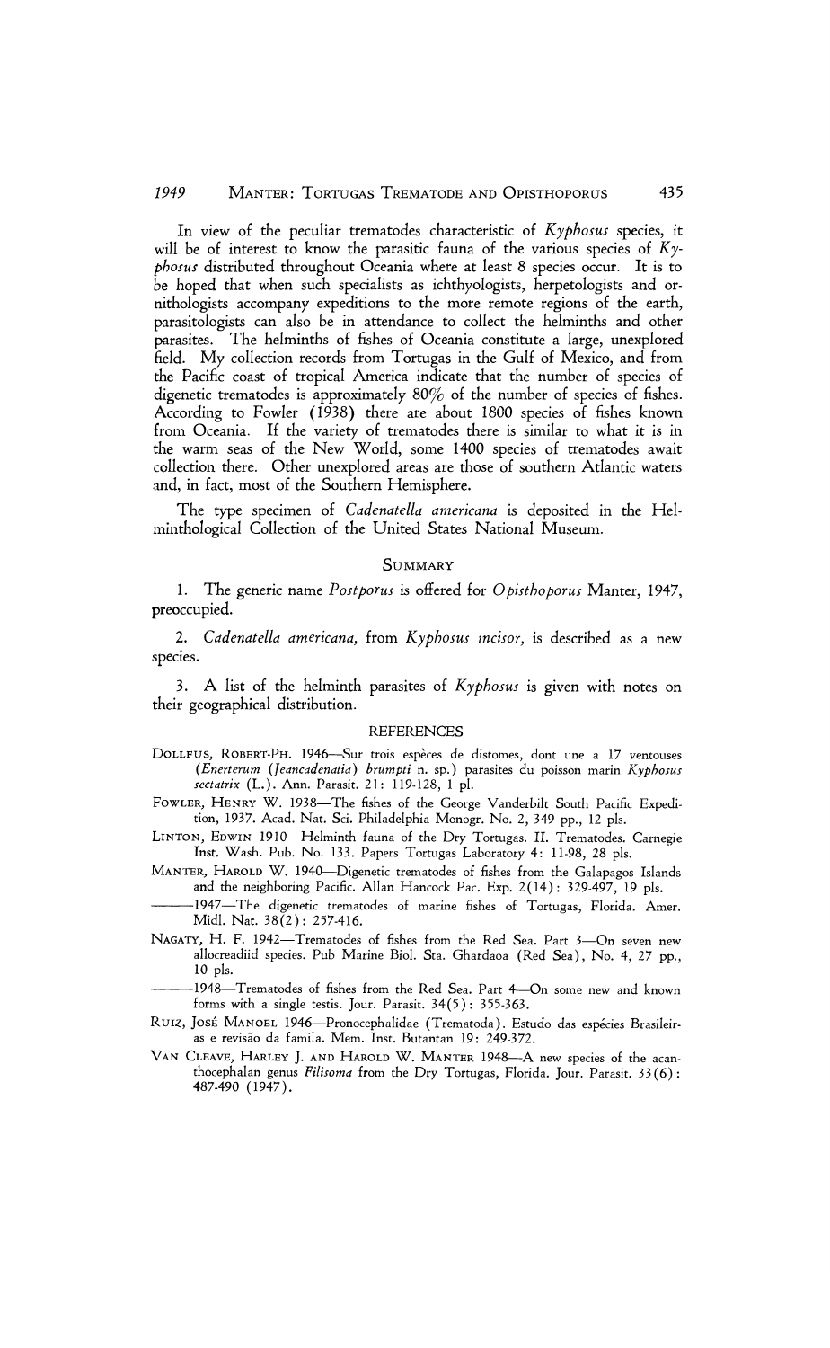In view of the peculiar trematodes characteristic of *Kyphosus* species, it will be of interest to know the parasitic fauna of the various species of *Kyphosus* distributed throughout Oceania where at least 8 species occur. It is to be hoped that when such specialists as ichthyologists, herpetologists and ornithologists accompany expeditions to the more remote regions of the earth, parasitologists can also be in attendance to collect the helminths and other parasites. The helminths of fishes of Oceania constitute a large, unexplored field. My collection records from Tortugas in the Gulf of Mexico, and from the Pacific coast of tropical America indicate that the number of species of digenetic trematodes is approximately 80% of the number of species of fishes. According to Fowler (1938) there are about 1800 species of fishes known from Oceania. If the variety of trematodes there is similar to what it is in the warm seas of the New World, some 1400 species of trematodes await collection there. Other unexplored areas are those of southern Atlantic waters and, in fact, most of the Southern Hemisphere.

The type specimen of *Cadenatella americana* is deposited in the Helminthological Collection of the United States National Museum.

## Summary

1. The generic name *Postporus* is offered for *Opisthoporus* Manter, 1947, preoccupied.

2. *Cadenatella americana,* from *Kyphosus incisor,* is described as a new species.

3. A list of the helminth parasites of *Kyphosus* is given with notes on their geographical distribution.

## References

Dollfus, Robert-Ph. 1946—Sur trois espèces de distomes, dont une a 17 ventouses (*Enerterum (Jeancadenatia) brumpti* n. sp.) parasites du poisson marin *Kyphosus sectatrix* (L.). Ann. Parasit. 21: 119-128, 1 pl.

Fowler, Henry W. 1938—The fishes of the George Vanderbilt South Pacific Expedition, 1937. Acad. Nat. Sci. Philadelphia Monogr. No. 2, 349 pp., 12 pls.

Linton, Edwin 1910—Helminth fauna of the Dry Tortugas. II. Trematodes. Carnegie Inst. Wash. Pub. No. 133. Papers Tortugas Laboratory 4: 11-98, 28 pls.

Manter, Harold W. 1940—Digenetic trematodes of fishes from the Galapagos Islands and the neighboring Pacific. Allan Hancock Pac. Exp. 2(14): 329-497, 19 pls.

———1947—The digenetic trematodes of marine fishes of Tortugas, Florida. Amer. Midl. Nat. 38(2): 257-416.

Nagaty, H. F. 1942—Trematodes of fishes from the Red Sea. Part 3—On seven new allocreadiid species. Pub Marine Biol. Sta. Ghardaoa (Red Sea), No. 4, 27 pp., 10 pls.

———1948—Trematodes of fishes from the Red Sea. Part 4—On some new and known forms with a single testis. Jour. Parasit. 34(5): 355-363.

Ruiz, José Manoel 1946—Pronocephalidae (Trematoda). Estudo das espécies Brasileiras e revisão da famila. Mem. Inst. Butantan 19: 249-372.

Van Cleave, Harley J. and Harold W. Manter 1948—A new species of the acanthocephalan genus *Filisoma* from the Dry Tortugas, Florida. Jour. Parasit. 33(6): 487-490 (1947).